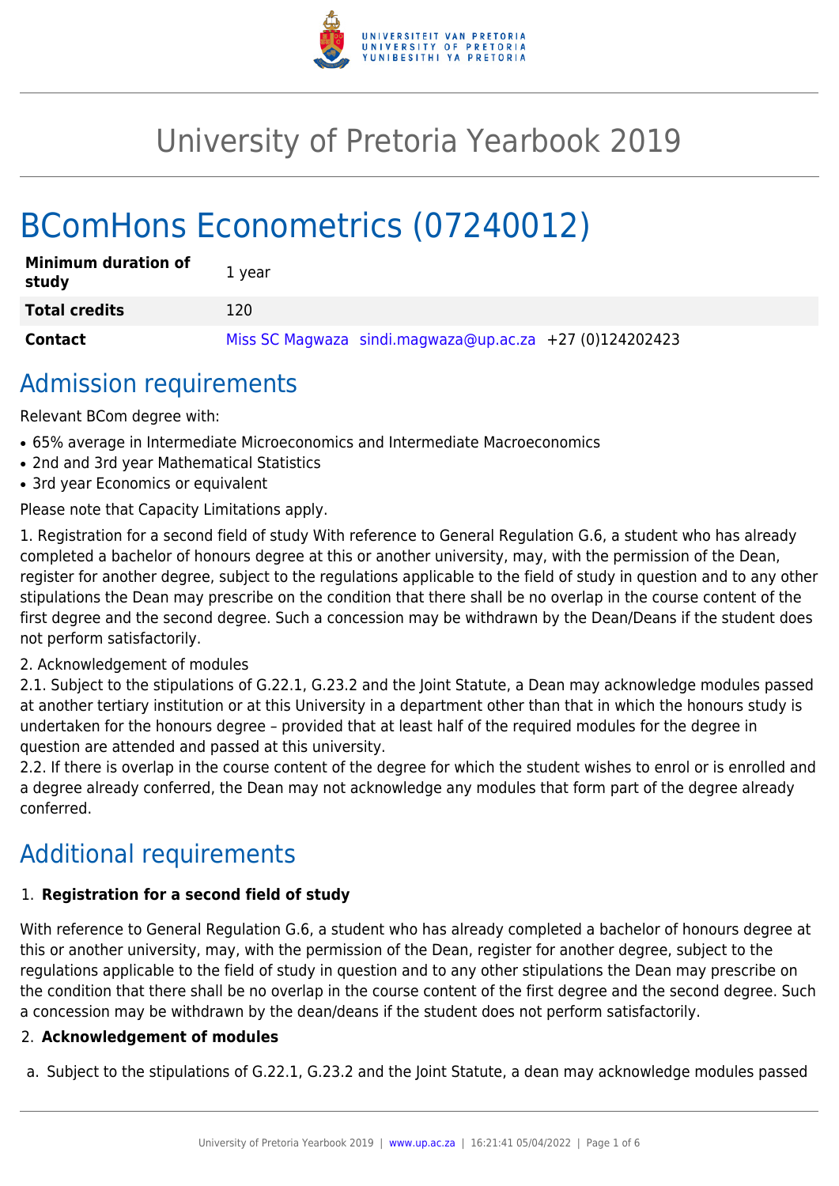# University of Pretoria Yearbook 2019

# BComHons Econometrics (07240012)

| | |
|---|---|
| **Minimum duration of study** | 1 year |
| **Total credits** | 120 |
| **Contact** | Miss SC Magwaza sindi.magwaza@up.ac.za +27 (0)124202423 |

## Admission requirements

Relevant BCom degree with:

- 65% average in Intermediate Microeconomics and Intermediate Macroeconomics
- 2nd and 3rd year Mathematical Statistics
- 3rd year Economics or equivalent

Please note that Capacity Limitations apply.

1. Registration for a second field of study With reference to General Regulation G.6, a student who has already completed a bachelor of honours degree at this or another university, may, with the permission of the Dean, register for another degree, subject to the regulations applicable to the field of study in question and to any other stipulations the Dean may prescribe on the condition that there shall be no overlap in the course content of the first degree and the second degree. Such a concession may be withdrawn by the Dean/Deans if the student does not perform satisfactorily.

2. Acknowledgement of modules

2.1. Subject to the stipulations of G.22.1, G.23.2 and the Joint Statute, a Dean may acknowledge modules passed at another tertiary institution or at this University in a department other than that in which the honours study is undertaken for the honours degree – provided that at least half of the required modules for the degree in question are attended and passed at this university.

2.2. If there is overlap in the course content of the degree for which the student wishes to enrol or is enrolled and a degree already conferred, the Dean may not acknowledge any modules that form part of the degree already conferred.

## Additional requirements

1. **Registration for a second field of study**

With reference to General Regulation G.6, a student who has already completed a bachelor of honours degree at this or another university, may, with the permission of the Dean, register for another degree, subject to the regulations applicable to the field of study in question and to any other stipulations the Dean may prescribe on the condition that there shall be no overlap in the course content of the first degree and the second degree. Such a concession may be withdrawn by the dean/deans if the student does not perform satisfactorily.

2. **Acknowledgement of modules**

a. Subject to the stipulations of G.22.1, G.23.2 and the Joint Statute, a dean may acknowledge modules passed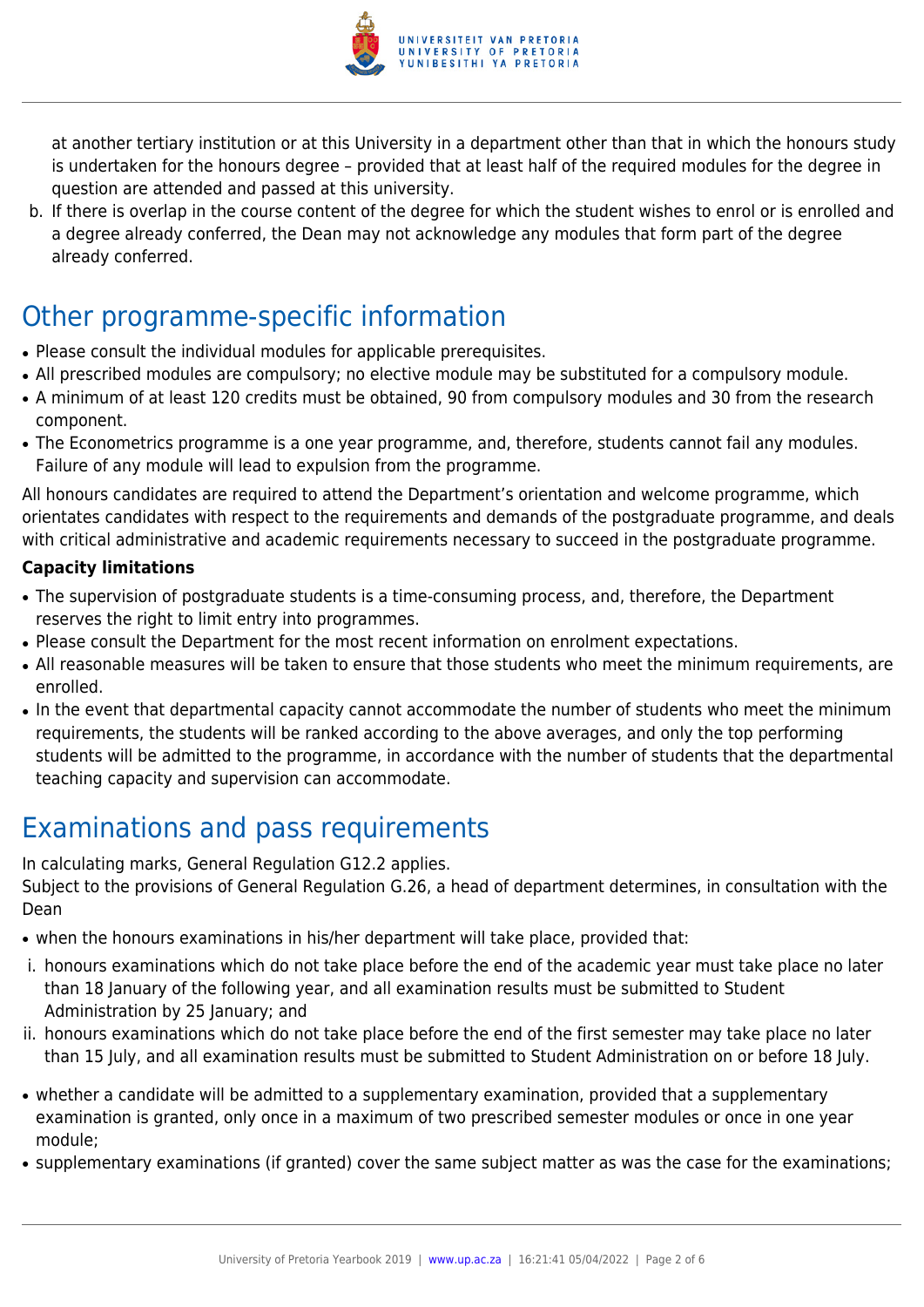at another tertiary institution or at this University in a department other than that in which the honours study is undertaken for the honours degree – provided that at least half of the required modules for the degree in question are attended and passed at this university.

b. If there is overlap in the course content of the degree for which the student wishes to enrol or is enrolled and a degree already conferred, the Dean may not acknowledge any modules that form part of the degree already conferred.

## Other programme-specific information

- Please consult the individual modules for applicable prerequisites.
- All prescribed modules are compulsory; no elective module may be substituted for a compulsory module.
- A minimum of at least 120 credits must be obtained, 90 from compulsory modules and 30 from the research component.
- The Econometrics programme is a one year programme, and, therefore, students cannot fail any modules. Failure of any module will lead to expulsion from the programme.

All honours candidates are required to attend the Department's orientation and welcome programme, which orientates candidates with respect to the requirements and demands of the postgraduate programme, and deals with critical administrative and academic requirements necessary to succeed in the postgraduate programme.

**Capacity limitations**

- The supervision of postgraduate students is a time-consuming process, and, therefore, the Department reserves the right to limit entry into programmes.
- Please consult the Department for the most recent information on enrolment expectations.
- All reasonable measures will be taken to ensure that those students who meet the minimum requirements, are enrolled.
- In the event that departmental capacity cannot accommodate the number of students who meet the minimum requirements, the students will be ranked according to the above averages, and only the top performing students will be admitted to the programme, in accordance with the number of students that the departmental teaching capacity and supervision can accommodate.

## Examinations and pass requirements

In calculating marks, General Regulation G12.2 applies.
Subject to the provisions of General Regulation G.26, a head of department determines, in consultation with the Dean

- when the honours examinations in his/her department will take place, provided that:

i. honours examinations which do not take place before the end of the academic year must take place no later than 18 January of the following year, and all examination results must be submitted to Student Administration by 25 January; and

ii. honours examinations which do not take place before the end of the first semester may take place no later than 15 July, and all examination results must be submitted to Student Administration on or before 18 July.

- whether a candidate will be admitted to a supplementary examination, provided that a supplementary examination is granted, only once in a maximum of two prescribed semester modules or once in one year module;
- supplementary examinations (if granted) cover the same subject matter as was the case for the examinations;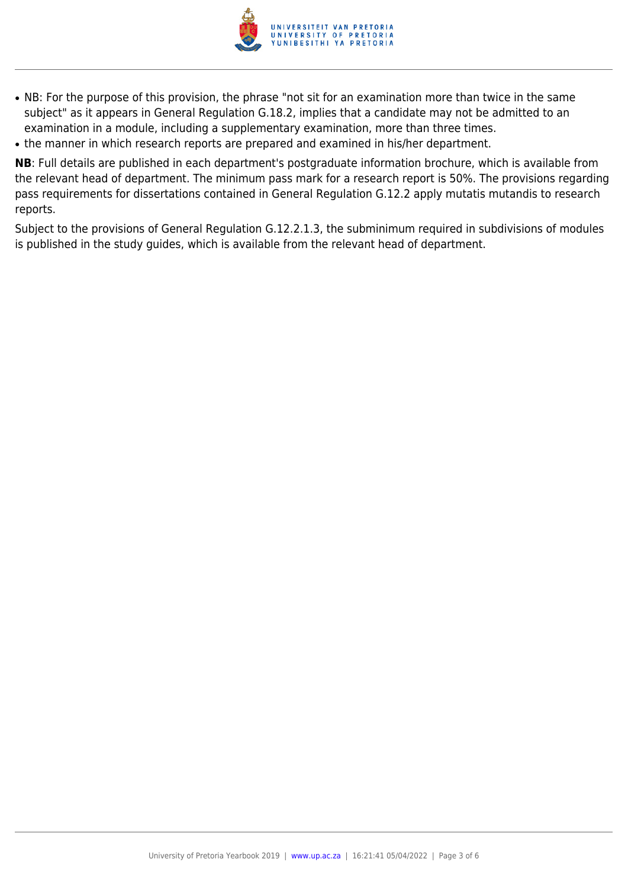- NB: For the purpose of this provision, the phrase "not sit for an examination more than twice in the same subject" as it appears in General Regulation G.18.2, implies that a candidate may not be admitted to an examination in a module, including a supplementary examination, more than three times.
- the manner in which research reports are prepared and examined in his/her department.

**NB**: Full details are published in each department's postgraduate information brochure, which is available from the relevant head of department. The minimum pass mark for a research report is 50%. The provisions regarding pass requirements for dissertations contained in General Regulation G.12.2 apply mutatis mutandis to research reports.

Subject to the provisions of General Regulation G.12.2.1.3, the subminimum required in subdivisions of modules is published in the study guides, which is available from the relevant head of department.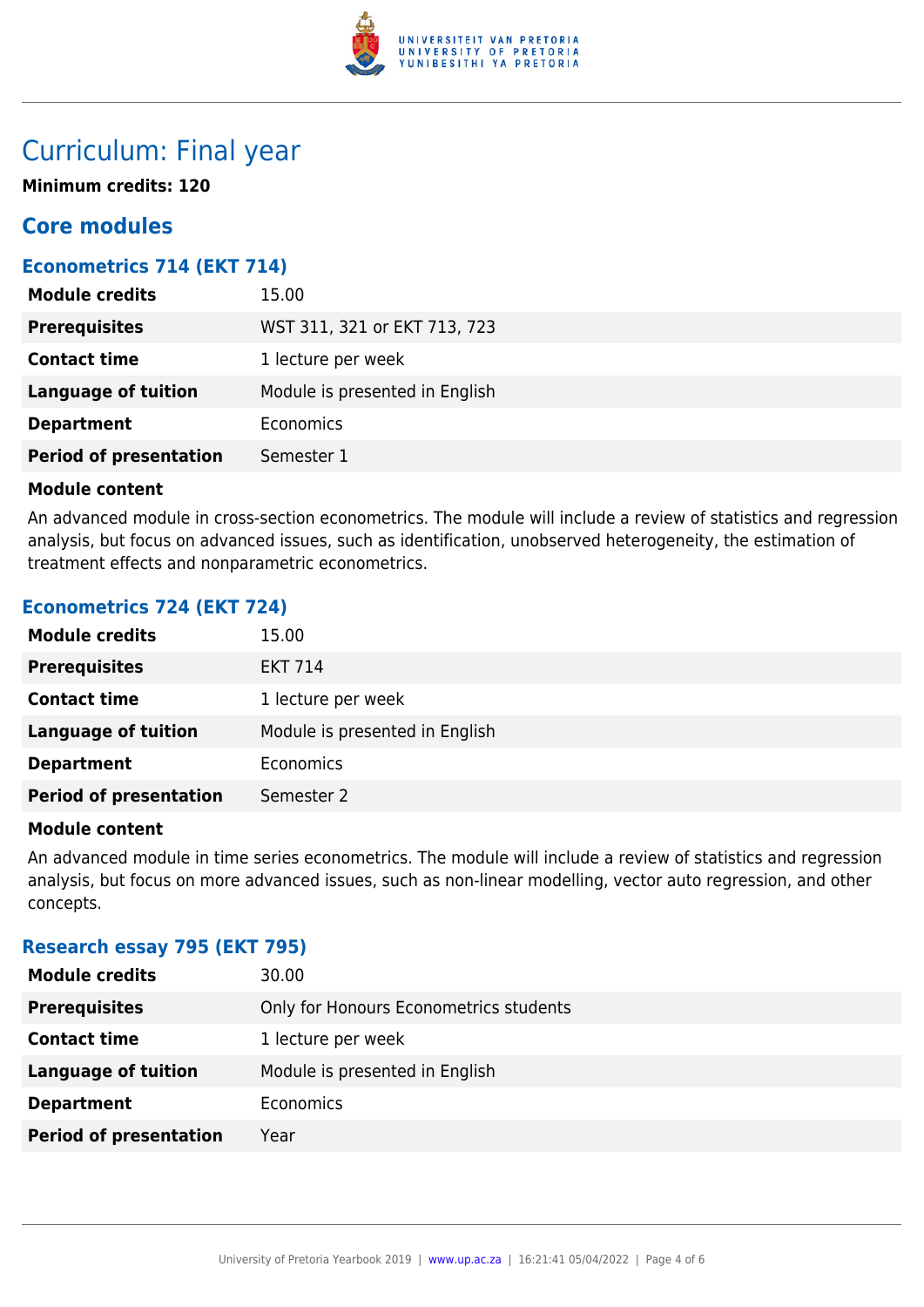# Curriculum: Final year

**Minimum credits: 120**

## Core modules

### Econometrics 714 (EKT 714)

| | |
|---|---|
| **Module credits** | 15.00 |
| **Prerequisites** | WST 311, 321 or EKT 713, 723 |
| **Contact time** | 1 lecture per week |
| **Language of tuition** | Module is presented in English |
| **Department** | Economics |
| **Period of presentation** | Semester 1 |

**Module content**

An advanced module in cross-section econometrics. The module will include a review of statistics and regression analysis, but focus on advanced issues, such as identification, unobserved heterogeneity, the estimation of treatment effects and nonparametric econometrics.

### Econometrics 724 (EKT 724)

| | |
|---|---|
| **Module credits** | 15.00 |
| **Prerequisites** | EKT 714 |
| **Contact time** | 1 lecture per week |
| **Language of tuition** | Module is presented in English |
| **Department** | Economics |
| **Period of presentation** | Semester 2 |

**Module content**

An advanced module in time series econometrics. The module will include a review of statistics and regression analysis, but focus on more advanced issues, such as non-linear modelling, vector auto regression, and other concepts.

### Research essay 795 (EKT 795)

| | |
|---|---|
| **Module credits** | 30.00 |
| **Prerequisites** | Only for Honours Econometrics students |
| **Contact time** | 1 lecture per week |
| **Language of tuition** | Module is presented in English |
| **Department** | Economics |
| **Period of presentation** | Year |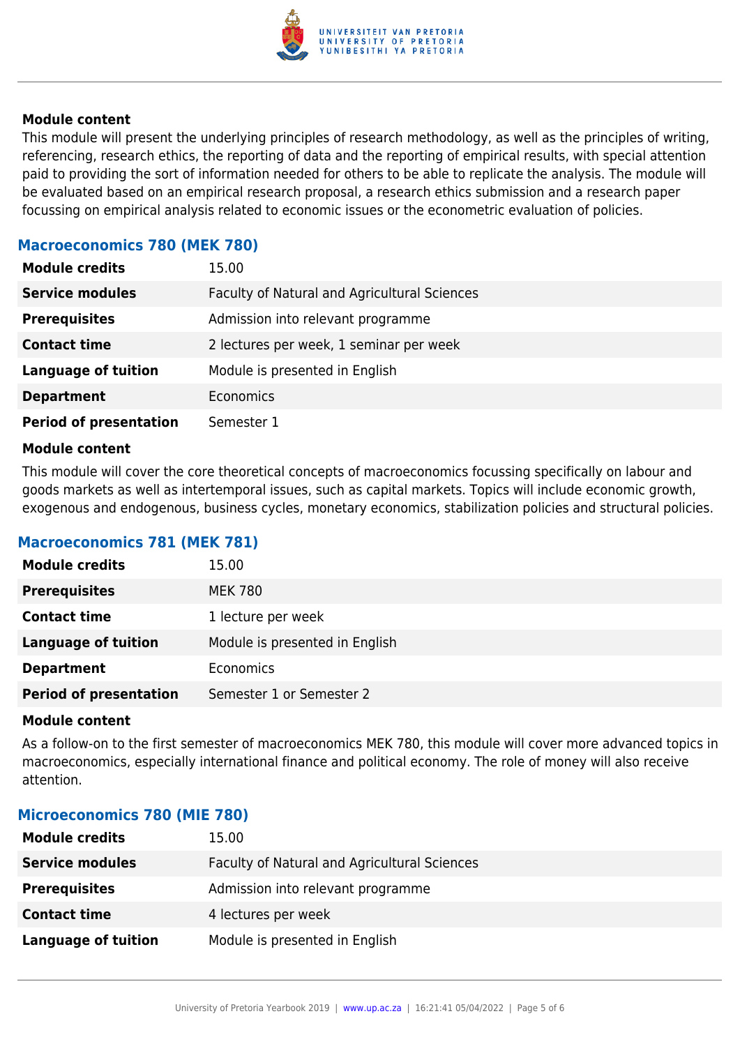**Module content**

This module will present the underlying principles of research methodology, as well as the principles of writing, referencing, research ethics, the reporting of data and the reporting of empirical results, with special attention paid to providing the sort of information needed for others to be able to replicate the analysis. The module will be evaluated based on an empirical research proposal, a research ethics submission and a research paper focussing on empirical analysis related to economic issues or the econometric evaluation of policies.

### Macroeconomics 780 (MEK 780)

| | |
|---|---|
| **Module credits** | 15.00 |
| **Service modules** | Faculty of Natural and Agricultural Sciences |
| **Prerequisites** | Admission into relevant programme |
| **Contact time** | 2 lectures per week, 1 seminar per week |
| **Language of tuition** | Module is presented in English |
| **Department** | Economics |
| **Period of presentation** | Semester 1 |

**Module content**

This module will cover the core theoretical concepts of macroeconomics focussing specifically on labour and goods markets as well as intertemporal issues, such as capital markets. Topics will include economic growth, exogenous and endogenous, business cycles, monetary economics, stabilization policies and structural policies.

### Macroeconomics 781 (MEK 781)

| | |
|---|---|
| **Module credits** | 15.00 |
| **Prerequisites** | MEK 780 |
| **Contact time** | 1 lecture per week |
| **Language of tuition** | Module is presented in English |
| **Department** | Economics |
| **Period of presentation** | Semester 1 or Semester 2 |

**Module content**

As a follow-on to the first semester of macroeconomics MEK 780, this module will cover more advanced topics in macroeconomics, especially international finance and political economy. The role of money will also receive attention.

### Microeconomics 780 (MIE 780)

| | |
|---|---|
| **Module credits** | 15.00 |
| **Service modules** | Faculty of Natural and Agricultural Sciences |
| **Prerequisites** | Admission into relevant programme |
| **Contact time** | 4 lectures per week |
| **Language of tuition** | Module is presented in English |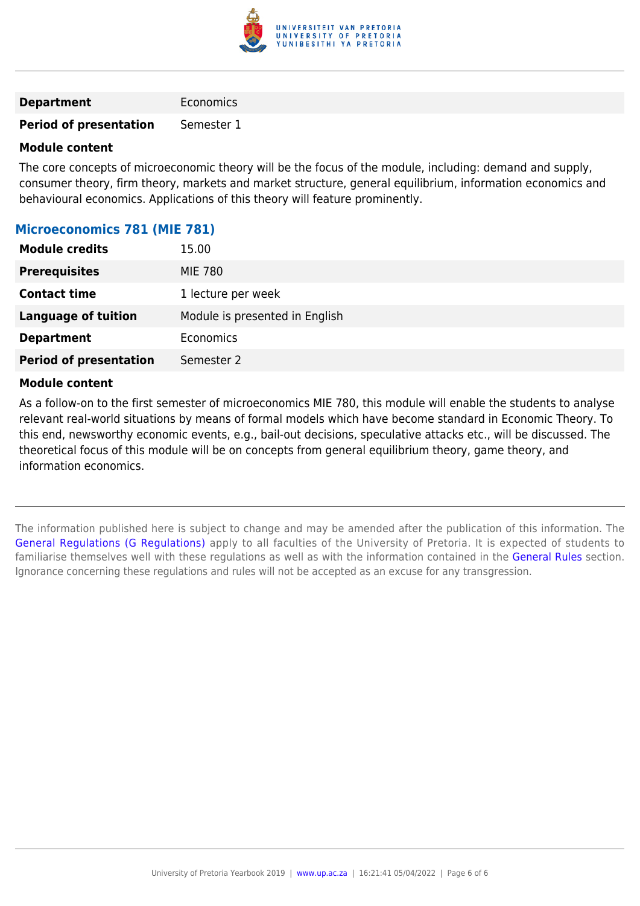| | |
|---|---|
| **Department** | Economics |
| **Period of presentation** | Semester 1 |

**Module content**

The core concepts of microeconomic theory will be the focus of the module, including: demand and supply, consumer theory, firm theory, markets and market structure, general equilibrium, information economics and behavioural economics. Applications of this theory will feature prominently.

### Microeconomics 781 (MIE 781)

| | |
|---|---|
| **Module credits** | 15.00 |
| **Prerequisites** | MIE 780 |
| **Contact time** | 1 lecture per week |
| **Language of tuition** | Module is presented in English |
| **Department** | Economics |
| **Period of presentation** | Semester 2 |

**Module content**

As a follow-on to the first semester of microeconomics MIE 780, this module will enable the students to analyse relevant real-world situations by means of formal models which have become standard in Economic Theory. To this end, newsworthy economic events, e.g., bail-out decisions, speculative attacks etc., will be discussed. The theoretical focus of this module will be on concepts from general equilibrium theory, game theory, and information economics.

The information published here is subject to change and may be amended after the publication of this information. The General Regulations (G Regulations) apply to all faculties of the University of Pretoria. It is expected of students to familiarise themselves well with these regulations as well as with the information contained in the General Rules section. Ignorance concerning these regulations and rules will not be accepted as an excuse for any transgression.